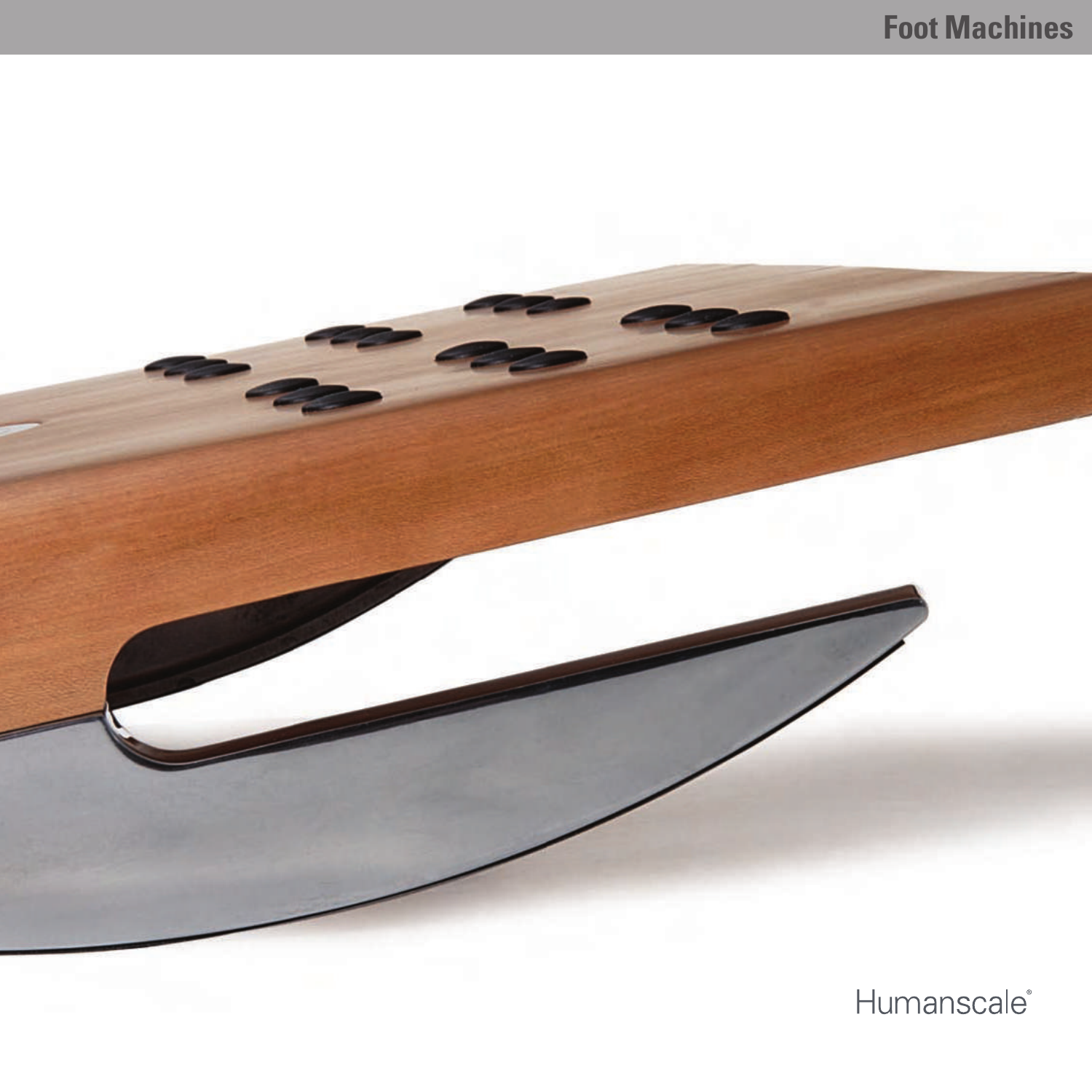# Foot Machines

Humanscale®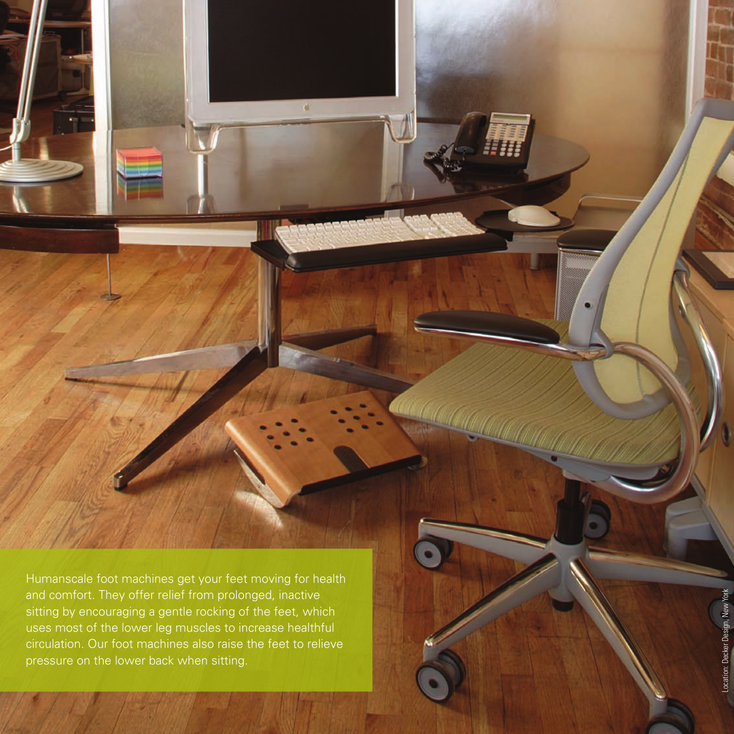Humanscale foot machines get your feet moving for health and comfort. They offer relief from prolonged, inactive sitting by encouraging a gentle rocking of the feet, which uses most of the lower leg muscles to increase healthful circulation. Our foot machines also raise the feet to relieve pressure on the lower back when sitting.

Location: Decker Design, New York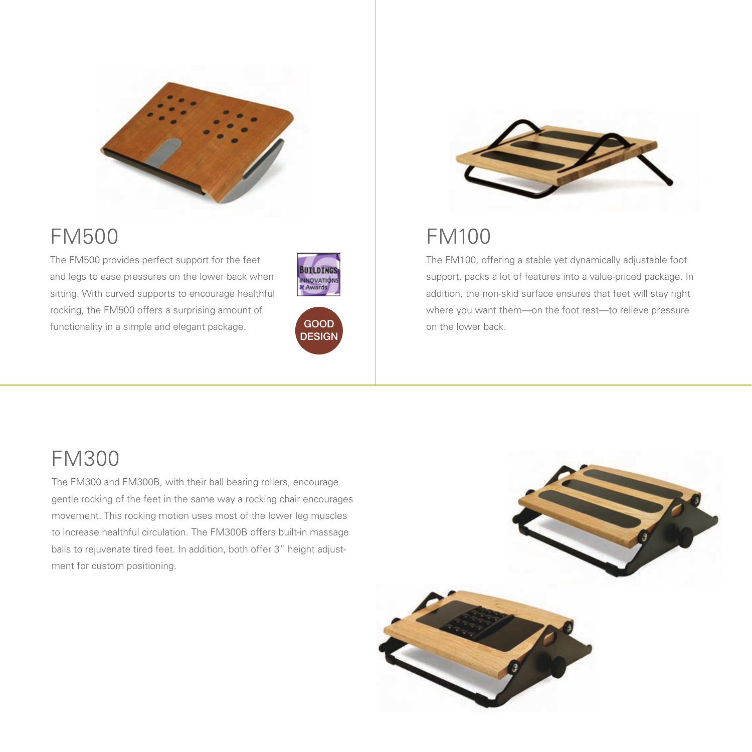## FM500

The FM500 provides perfect support for the feet and legs to ease pressures on the lower back when sitting. With curved supports to encourage healthful rocking, the FM500 offers a surprising amount of functionality in a simple and elegant package.

BUILDINGS INNOVATIONS Awards

GOOD DESIGN

## FM100

The FM100, offering a stable yet dynamically adjustable foot support, packs a lot of features into a value-priced package. In addition, the non-skid surface ensures that feet will stay right where you want them—on the foot rest—to relieve pressure on the lower back.

## FM300

The FM300 and FM300B, with their ball bearing rollers, encourage gentle rocking of the feet in the same way a rocking chair encourages movement. This rocking motion uses most of the lower leg muscles to increase healthful circulation. The FM300B offers built-in massage balls to rejuvenate tired feet. In addition, both offer 3" height adjustment for custom positioning.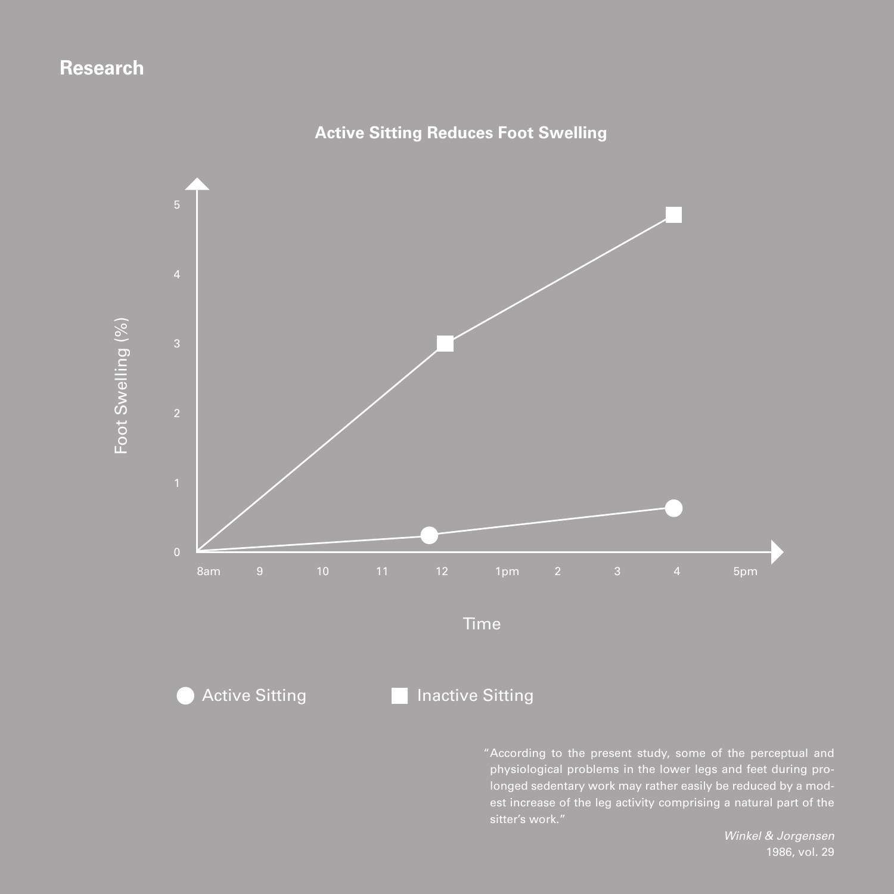# Research

**Active Sitting Reduces Foot Swelling**

Foot Swelling (%)

5
4
3
2
1
0

8am 9 10 11 12 1pm 2 3 4 5pm

Time

Active Sitting

Inactive Sitting

"According to the present study, some of the perceptual and physiological problems in the lower legs and feet during prolonged sedentary work may rather easily be reduced by a modest increase of the leg activity comprising a natural part of the sitter's work."

*Winkel & Jorgensen*
1986, vol. 29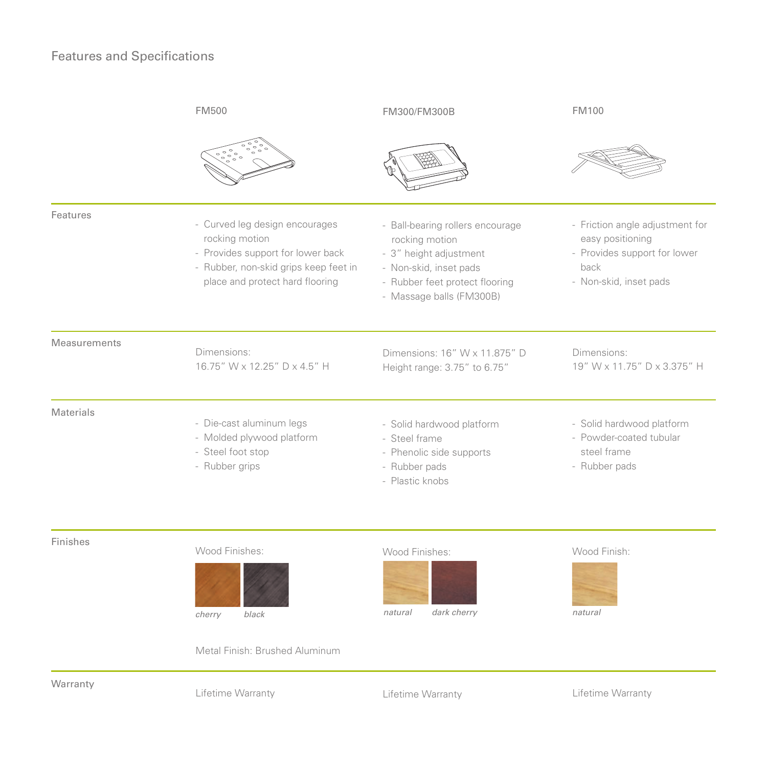## Features and Specifications

| | FM500 | FM300/FM300B | FM100 |
|---|---|---|---|
| Features | - Curved leg design encourages rocking motion<br>- Provides support for lower back<br>- Rubber, non-skid grips keep feet in place and protect hard flooring | - Ball-bearing rollers encourage rocking motion<br>- 3″ height adjustment<br>- Non-skid, inset pads<br>- Rubber feet protect flooring<br>- Massage balls (FM300B) | - Friction angle adjustment for easy positioning<br>- Provides support for lower back<br>- Non-skid, inset pads |
| Measurements | Dimensions:<br>16.75″ W x 12.25″ D x 4.5″ H | Dimensions: 16″ W x 11.875″ D<br>Height range: 3.75″ to 6.75″ | Dimensions:<br>19″ W x 11.75″ D x 3.375″ H |
| Materials | - Die-cast aluminum legs<br>- Molded plywood platform<br>- Steel foot stop<br>- Rubber grips | - Solid hardwood platform<br>- Steel frame<br>- Phenolic side supports<br>- Rubber pads<br>- Plastic knobs | - Solid hardwood platform<br>- Powder-coated tubular steel frame<br>- Rubber pads |
| Finishes | Wood Finishes:<br>*cherry* *black*<br><br>Metal Finish: Brushed Aluminum | Wood Finishes:<br>*natural* *dark cherry* | Wood Finish:<br>*natural* |
| Warranty | Lifetime Warranty | Lifetime Warranty | Lifetime Warranty |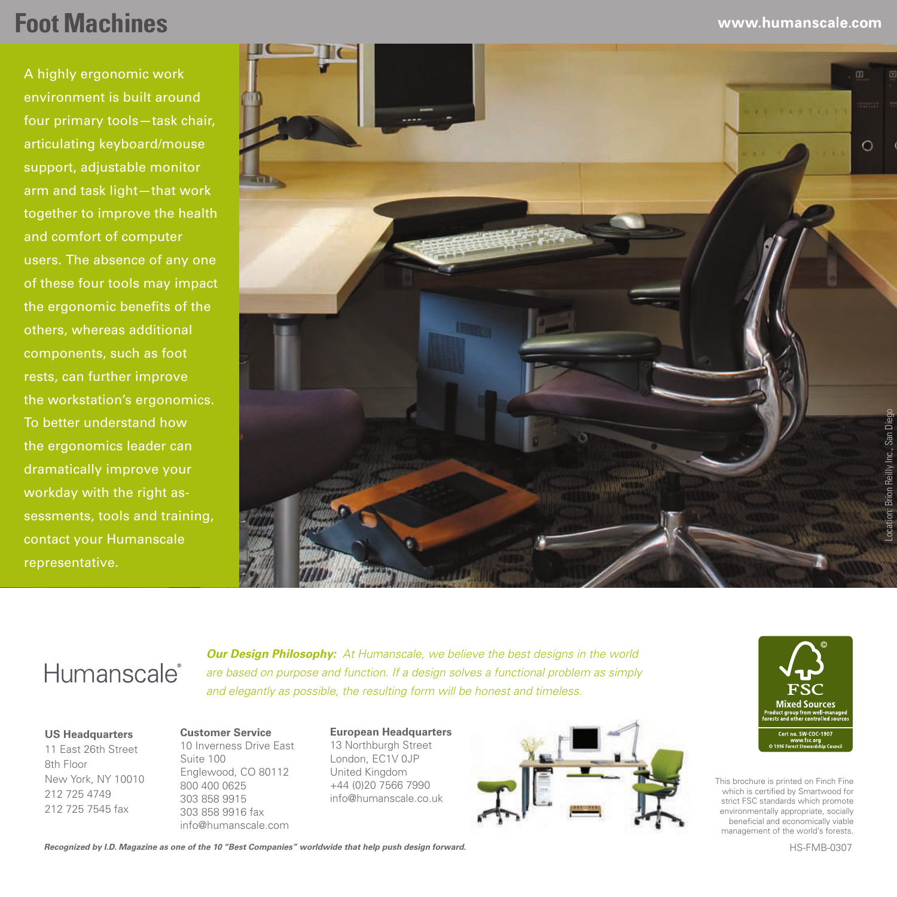# Foot Machines

www.humanscale.com

A highly ergonomic work environment is built around four primary tools—task chair, articulating keyboard/mouse support, adjustable monitor arm and task light—that work together to improve the health and comfort of computer users. The absence of any one of these four tools may impact the ergonomic benefits of the others, whereas additional components, such as foot rests, can further improve the workstation's ergonomics. To better understand how the ergonomics leader can dramatically improve your workday with the right assessments, tools and training, contact your Humanscale representative.

Location: Brion Reilly Inc., San Diego

Humanscale®

***Our Design Philosophy:*** *At Humanscale, we believe the best designs in the world are based on purpose and function. If a design solves a functional problem as simply and elegantly as possible, the resulting form will be honest and timeless.*

**US Headquarters**
11 East 26th Street
8th Floor
New York, NY 10010
212 725 4749
212 725 7545 fax

**Customer Service**
10 Inverness Drive East
Suite 100
Englewood, CO 80112
800 400 0625
303 858 9915
303 858 9916 fax
info@humanscale.com

**European Headquarters**
13 Northburgh Street
London, EC1V 0JP
United Kingdom
+44 (0)20 7566 7990
info@humanscale.co.uk

FSC
Mixed Sources
Product group from well-managed forests and other controlled sources
Cert no. SW-COC-1907
www.fsc.org
© 1996 Forest Stewardship Council

This brochure is printed on Finch Fine which is certified by Smartwood for strict FSC standards which promote environmentally appropriate, socially beneficial and economically viable management of the world's forests.

***Recognized by I.D. Magazine as one of the 10 "Best Companies" worldwide that help push design forward.***

HS-FMB-0307